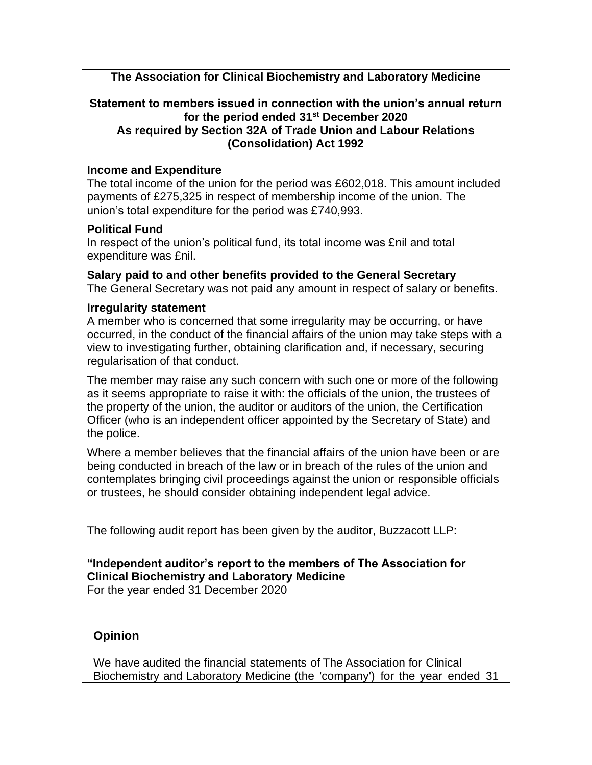**The Association for Clinical Biochemistry and Laboratory Medicine**

**Statement to members issued in connection with the union's annual return for the period ended 31st December 2020**
**As required by Section 32A of Trade Union and Labour Relations (Consolidation) Act 1992**

**Income and Expenditure**

The total income of the union for the period was £602,018. This amount included payments of £275,325 in respect of membership income of the union. The union's total expenditure for the period was £740,993.

**Political Fund**

In respect of the union's political fund, its total income was £nil and total expenditure was £nil.

**Salary paid to and other benefits provided to the General Secretary**

The General Secretary was not paid any amount in respect of salary or benefits.

**Irregularity statement**

A member who is concerned that some irregularity may be occurring, or have occurred, in the conduct of the financial affairs of the union may take steps with a view to investigating further, obtaining clarification and, if necessary, securing regularisation of that conduct.

The member may raise any such concern with such one or more of the following as it seems appropriate to raise it with: the officials of the union, the trustees of the property of the union, the auditor or auditors of the union, the Certification Officer (who is an independent officer appointed by the Secretary of State) and the police.

Where a member believes that the financial affairs of the union have been or are being conducted in breach of the law or in breach of the rules of the union and contemplates bringing civil proceedings against the union or responsible officials or trustees, he should consider obtaining independent legal advice.

The following audit report has been given by the auditor, Buzzacott LLP:

**"Independent auditor's report to the members of The Association for Clinical Biochemistry and Laboratory Medicine**
For the year ended 31 December 2020

**Opinion**

We have audited the financial statements of The Association for Clinical Biochemistry and Laboratory Medicine (the 'company') for the year ended 31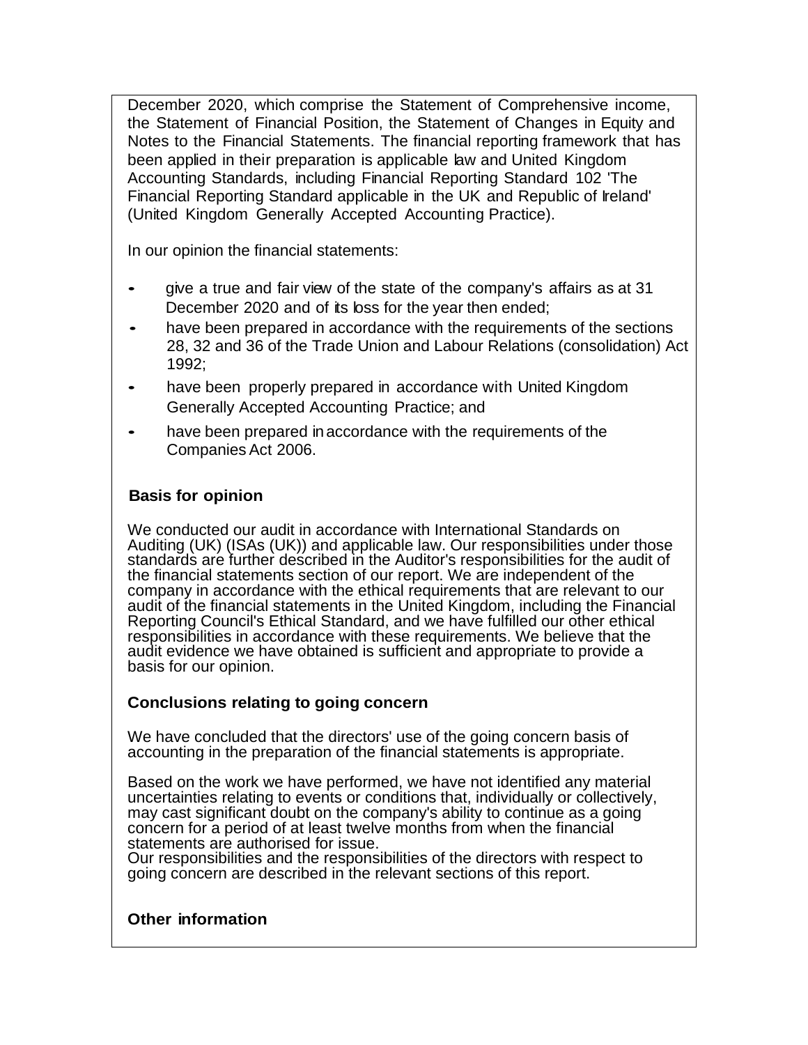December 2020, which comprise the Statement of Comprehensive income, the Statement of Financial Position, the Statement of Changes in Equity and Notes to the Financial Statements. The financial reporting framework that has been applied in their preparation is applicable law and United Kingdom Accounting Standards, including Financial Reporting Standard 102 'The Financial Reporting Standard applicable in the UK and Republic of Ireland' (United Kingdom Generally Accepted Accounting Practice).

In our opinion the financial statements:

- give a true and fair view of the state of the company's affairs as at 31 December 2020 and of its loss for the year then ended;
- have been prepared in accordance with the requirements of the sections 28, 32 and 36 of the Trade Union and Labour Relations (consolidation) Act 1992;
- have been properly prepared in accordance with United Kingdom Generally Accepted Accounting Practice; and
- have been prepared in accordance with the requirements of the Companies Act 2006.

## Basis for opinion

We conducted our audit in accordance with International Standards on Auditing (UK) (ISAs (UK)) and applicable law. Our responsibilities under those standards are further described in the Auditor's responsibilities for the audit of the financial statements section of our report. We are independent of the company in accordance with the ethical requirements that are relevant to our audit of the financial statements in the United Kingdom, including the Financial Reporting Council's Ethical Standard, and we have fulfilled our other ethical responsibilities in accordance with these requirements. We believe that the audit evidence we have obtained is sufficient and appropriate to provide a basis for our opinion.

## Conclusions relating to going concern

We have concluded that the directors' use of the going concern basis of accounting in the preparation of the financial statements is appropriate.

Based on the work we have performed, we have not identified any material uncertainties relating to events or conditions that, individually or collectively, may cast significant doubt on the company's ability to continue as a going concern for a period of at least twelve months from when the financial statements are authorised for issue.
Our responsibilities and the responsibilities of the directors with respect to going concern are described in the relevant sections of this report.

## Other information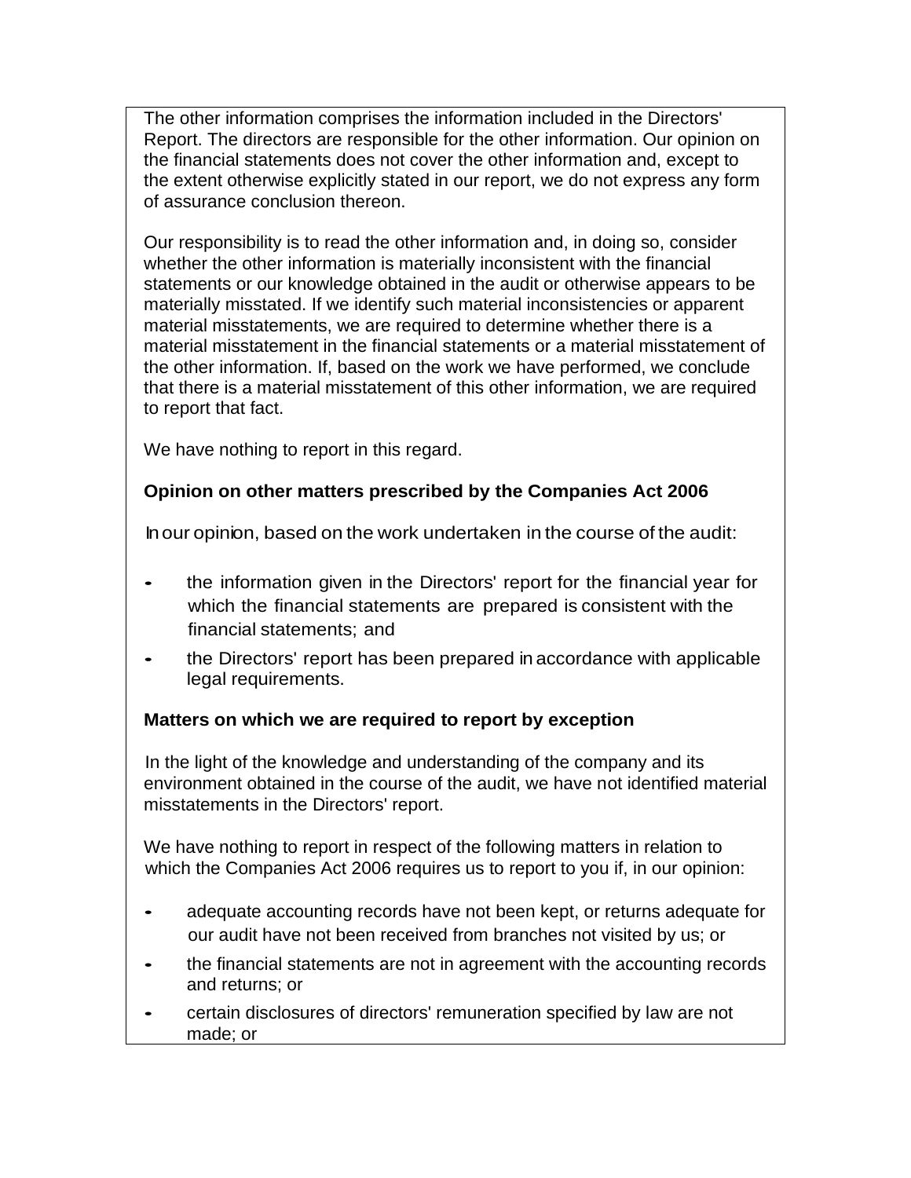The other information comprises the information included in the Directors' Report. The directors are responsible for the other information. Our opinion on the financial statements does not cover the other information and, except to the extent otherwise explicitly stated in our report, we do not express any form of assurance conclusion thereon.

Our responsibility is to read the other information and, in doing so, consider whether the other information is materially inconsistent with the financial statements or our knowledge obtained in the audit or otherwise appears to be materially misstated. If we identify such material inconsistencies or apparent material misstatements, we are required to determine whether there is a material misstatement in the financial statements or a material misstatement of the other information. If, based on the work we have performed, we conclude that there is a material misstatement of this other information, we are required to report that fact.

We have nothing to report in this regard.

**Opinion on other matters prescribed by the Companies Act 2006**

In our opinion, based on the work undertaken in the course of the audit:

- the information given in the Directors' report for the financial year for which the financial statements are prepared is consistent with the financial statements; and
- the Directors' report has been prepared in accordance with applicable legal requirements.

**Matters on which we are required to report by exception**

In the light of the knowledge and understanding of the company and its environment obtained in the course of the audit, we have not identified material misstatements in the Directors' report.

We have nothing to report in respect of the following matters in relation to which the Companies Act 2006 requires us to report to you if, in our opinion:

- adequate accounting records have not been kept, or returns adequate for our audit have not been received from branches not visited by us; or
- the financial statements are not in agreement with the accounting records and returns; or
- certain disclosures of directors' remuneration specified by law are not made; or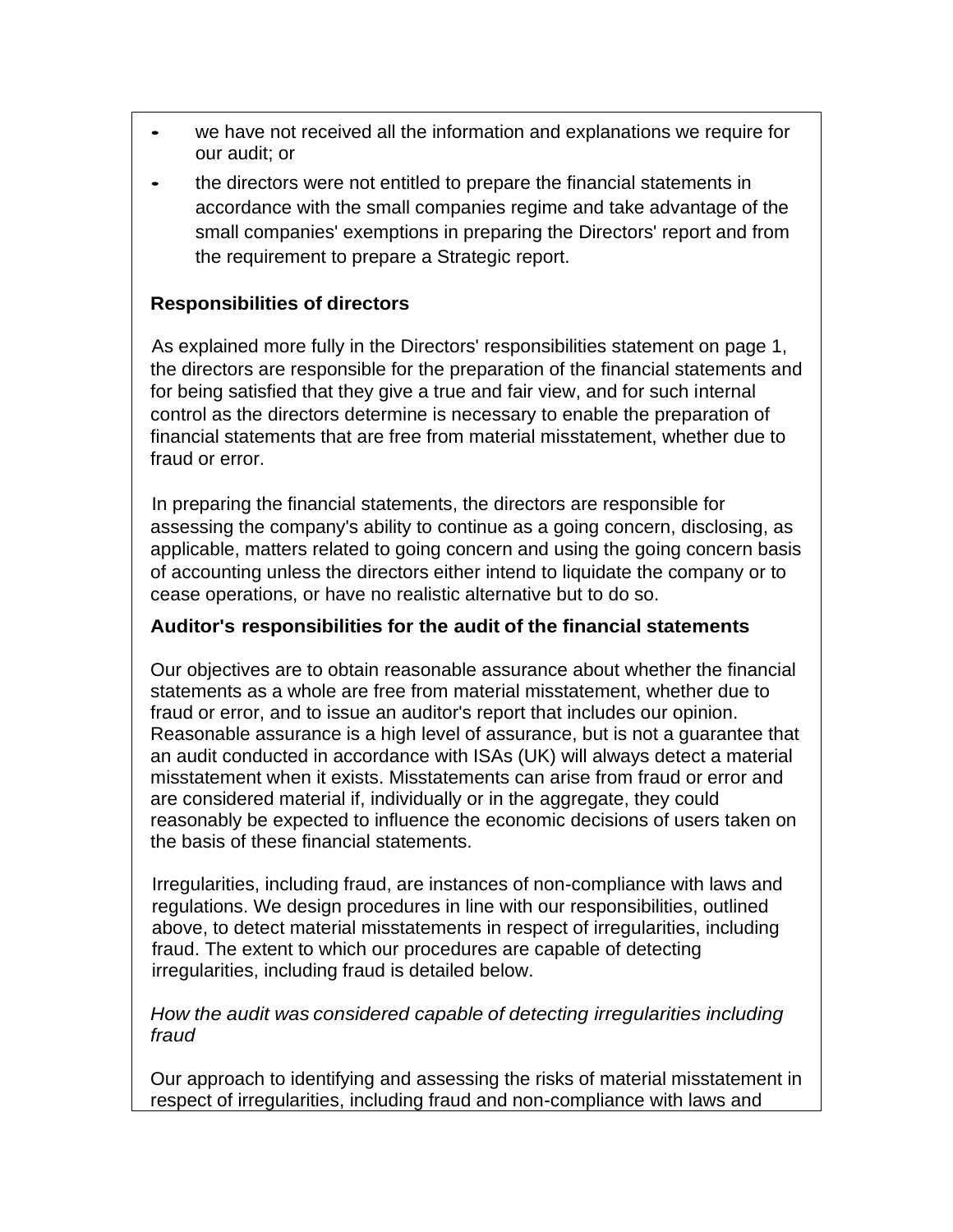- we have not received all the information and explanations we require for our audit; or
- the directors were not entitled to prepare the financial statements in accordance with the small companies regime and take advantage of the small companies' exemptions in preparing the Directors' report and from the requirement to prepare a Strategic report.

**Responsibilities of directors**

As explained more fully in the Directors' responsibilities statement on page 1, the directors are responsible for the preparation of the financial statements and for being satisfied that they give a true and fair view, and for such internal control as the directors determine is necessary to enable the preparation of financial statements that are free from material misstatement, whether due to fraud or error.

In preparing the financial statements, the directors are responsible for assessing the company's ability to continue as a going concern, disclosing, as applicable, matters related to going concern and using the going concern basis of accounting unless the directors either intend to liquidate the company or to cease operations, or have no realistic alternative but to do so.

**Auditor's responsibilities for the audit of the financial statements**

Our objectives are to obtain reasonable assurance about whether the financial statements as a whole are free from material misstatement, whether due to fraud or error, and to issue an auditor's report that includes our opinion. Reasonable assurance is a high level of assurance, but is not a guarantee that an audit conducted in accordance with ISAs (UK) will always detect a material misstatement when it exists. Misstatements can arise from fraud or error and are considered material if, individually or in the aggregate, they could reasonably be expected to influence the economic decisions of users taken on the basis of these financial statements.

Irregularities, including fraud, are instances of non-compliance with laws and regulations. We design procedures in line with our responsibilities, outlined above, to detect material misstatements in respect of irregularities, including fraud. The extent to which our procedures are capable of detecting irregularities, including fraud is detailed below.

*How the audit was considered capable of detecting irregularities including fraud*

Our approach to identifying and assessing the risks of material misstatement in respect of irregularities, including fraud and non-compliance with laws and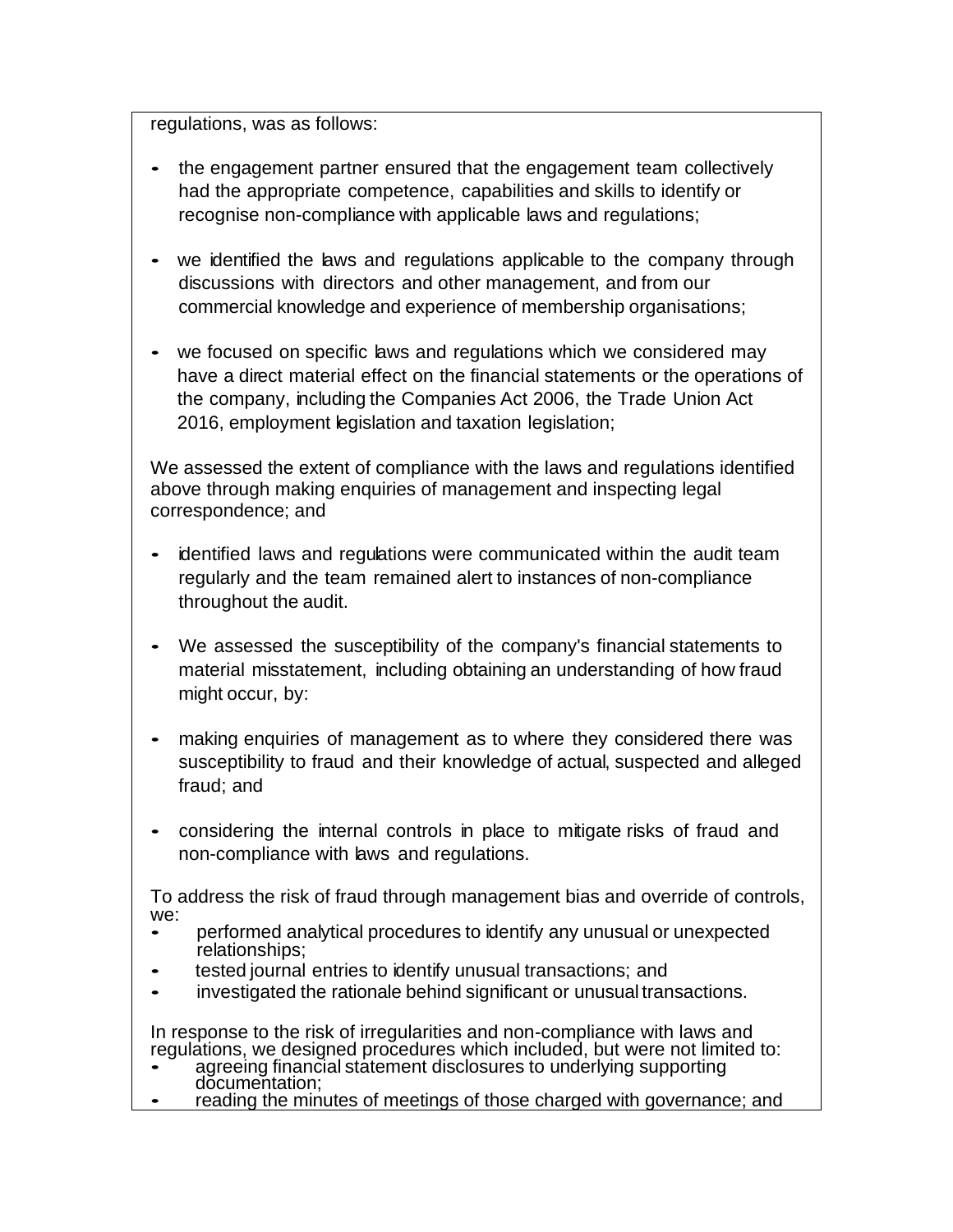regulations, was as follows:

- the engagement partner ensured that the engagement team collectively had the appropriate competence, capabilities and skills to identify or recognise non-compliance with applicable laws and regulations;
- we identified the laws and regulations applicable to the company through discussions with directors and other management, and from our commercial knowledge and experience of membership organisations;
- we focused on specific laws and regulations which we considered may have a direct material effect on the financial statements or the operations of the company, including the Companies Act 2006, the Trade Union Act 2016, employment legislation and taxation legislation;

We assessed the extent of compliance with the laws and regulations identified above through making enquiries of management and inspecting legal correspondence; and

- identified laws and regulations were communicated within the audit team regularly and the team remained alert to instances of non-compliance throughout the audit.
- We assessed the susceptibility of the company's financial statements to material misstatement, including obtaining an understanding of how fraud might occur, by:
- making enquiries of management as to where they considered there was susceptibility to fraud and their knowledge of actual, suspected and alleged fraud; and
- considering the internal controls in place to mitigate risks of fraud and non-compliance with laws and regulations.

To address the risk of fraud through management bias and override of controls, we:

- performed analytical procedures to identify any unusual or unexpected relationships;
- tested journal entries to identify unusual transactions; and
- investigated the rationale behind significant or unusual transactions.

In response to the risk of irregularities and non-compliance with laws and regulations, we designed procedures which included, but were not limited to:

- agreeing financial statement disclosures to underlying supporting documentation;
- reading the minutes of meetings of those charged with governance; and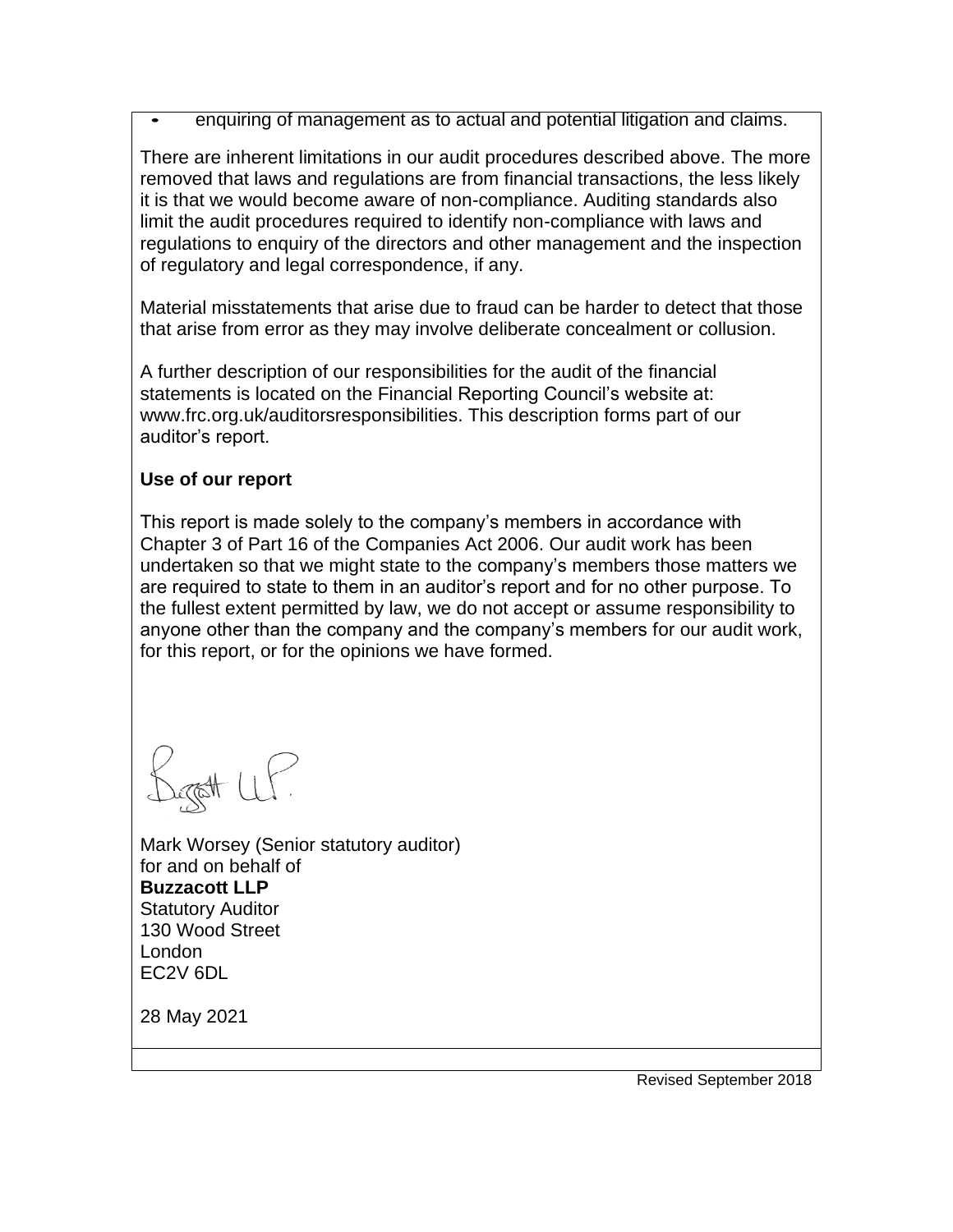- enquiring of management as to actual and potential litigation and claims.

There are inherent limitations in our audit procedures described above. The more removed that laws and regulations are from financial transactions, the less likely it is that we would become aware of non-compliance. Auditing standards also limit the audit procedures required to identify non-compliance with laws and regulations to enquiry of the directors and other management and the inspection of regulatory and legal correspondence, if any.

Material misstatements that arise due to fraud can be harder to detect that those that arise from error as they may involve deliberate concealment or collusion.

A further description of our responsibilities for the audit of the financial statements is located on the Financial Reporting Council's website at: www.frc.org.uk/auditorsresponsibilities. This description forms part of our auditor's report.

**Use of our report**

This report is made solely to the company's members in accordance with Chapter 3 of Part 16 of the Companies Act 2006. Our audit work has been undertaken so that we might state to the company's members those matters we are required to state to them in an auditor's report and for no other purpose. To the fullest extent permitted by law, we do not accept or assume responsibility to anyone other than the company and the company's members for our audit work, for this report, or for the opinions we have formed.

Buzzacott LLP

Mark Worsey (Senior statutory auditor)
for and on behalf of
**Buzzacott LLP**
Statutory Auditor
130 Wood Street
London
EC2V 6DL

28 May 2021

Revised September 2018